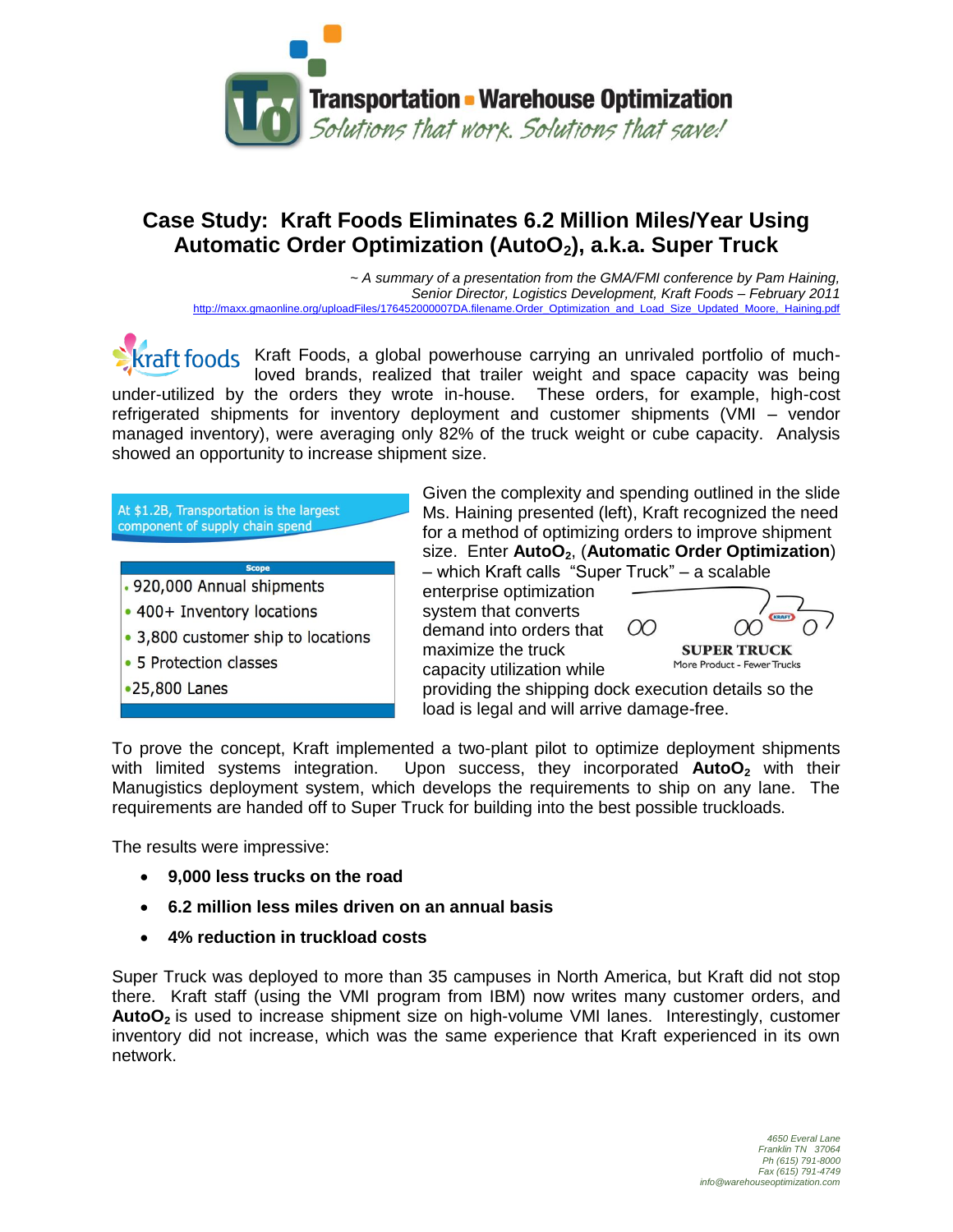**Transportation • Warehouse Optimization**

*Solutions that work. Solutions that save!*

# Case Study: Kraft Foods Eliminates 6.2 Million Miles/Year Using Automatic Order Optimization ($AutoO_2$), a.k.a. Super Truck

*~ A summary of a presentation from the GMA/FMI conference by Pam Haining, Senior Director, Logistics Development, Kraft Foods – February 2011*
http://maxx.gmaonline.org/uploadFiles/176452000007DA.filename.Order_Optimization_and_Load_Size_Updated_Moore,_Haining.pdf

Kraft Foods, a global powerhouse carrying an unrivaled portfolio of much-loved brands, realized that trailer weight and space capacity was being under-utilized by the orders they wrote in-house. These orders, for example, high-cost refrigerated shipments for inventory deployment and customer shipments (VMI – vendor managed inventory), were averaging only 82% of the truck weight or cube capacity. Analysis showed an opportunity to increase shipment size.

At $1.2B, Transportation is the largest component of supply chain spend

| Scope |
| --- |
| • 920,000 Annual shipments |
| • 400+ Inventory locations |
| • 3,800 customer ship to locations |
| • 5 Protection classes |
| •25,800 Lanes |

Given the complexity and spending outlined in the slide Ms. Haining presented (left), Kraft recognized the need for a method of optimizing orders to improve shipment size. Enter **$AutoO_2$**, (**Automatic Order Optimization**) – which Kraft calls "Super Truck" – a scalable enterprise optimization system that converts demand into orders that maximize the truck capacity utilization while providing the shipping dock execution details so the load is legal and will arrive damage-free.

SUPER TRUCK
More Product - Fewer Trucks

To prove the concept, Kraft implemented a two-plant pilot to optimize deployment shipments with limited systems integration. Upon success, they incorporated **$AutoO_2$** with their Manugistics deployment system, which develops the requirements to ship on any lane. The requirements are handed off to Super Truck for building into the best possible truckloads.

The results were impressive:

- **9,000 less trucks on the road**
- **6.2 million less miles driven on an annual basis**
- **4% reduction in truckload costs**

Super Truck was deployed to more than 35 campuses in North America, but Kraft did not stop there. Kraft staff (using the VMI program from IBM) now writes many customer orders, and **$AutoO_2$** is used to increase shipment size on high-volume VMI lanes. Interestingly, customer inventory did not increase, which was the same experience that Kraft experienced in its own network.

*4650 Everal Lane*
*Franklin TN 37064*
*Ph (615) 791-8000*
*Fax (615) 791-4749*
*info@warehouseoptimization.com*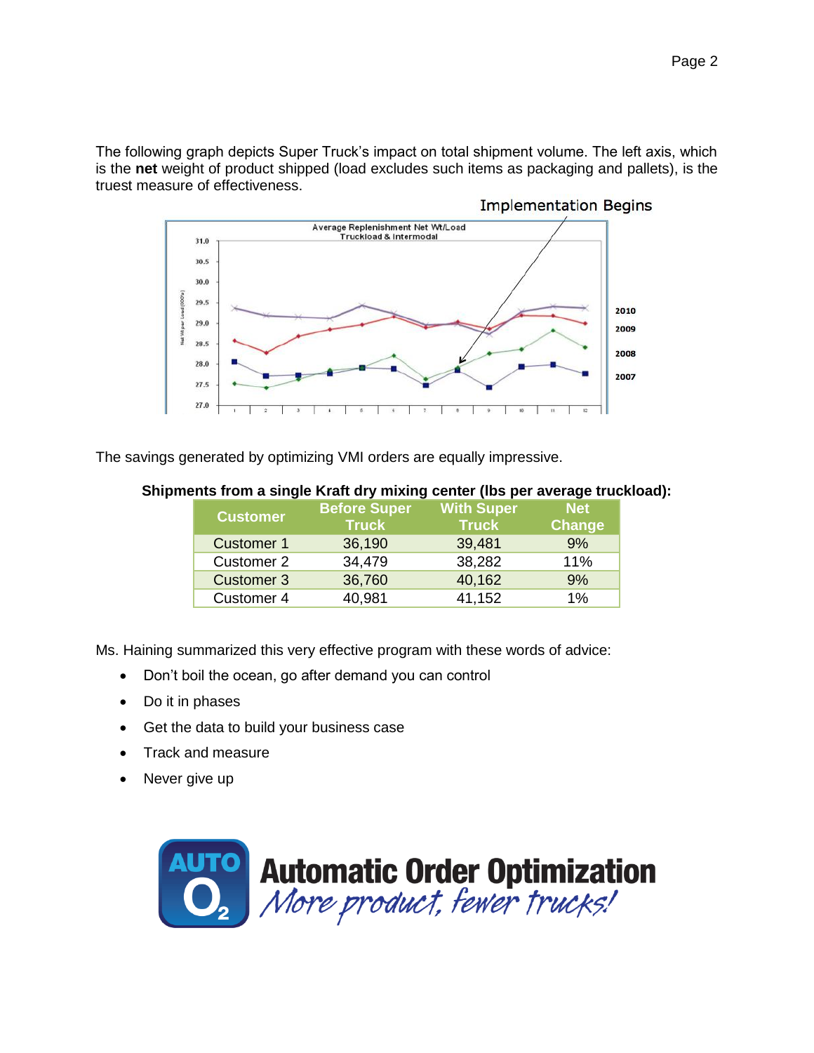The following graph depicts Super Truck's impact on total shipment volume. The left axis, which is the **net** weight of product shipped (load excludes such items as packaging and pallets), is the truest measure of effectiveness.

Implementation Begins

Average Replenishment Net Wt/Load
Truckload & Intermodal

Net Wt per Load (000's)

31.0
30.5
30.0
29.5
29.0
28.5
28.0
27.5
27.0

1 2 3 4 5 6 7 8 9 10 11 12

2010
2009
2008
2007

The savings generated by optimizing VMI orders are equally impressive.

**Shipments from a single Kraft dry mixing center (lbs per average truckload):**

| Customer | Before Super Truck | With Super Truck | Net Change |
|---|---|---|---|
| Customer 1 | 36,190 | 39,481 | 9% |
| Customer 2 | 34,479 | 38,282 | 11% |
| Customer 3 | 36,760 | 40,162 | 9% |
| Customer 4 | 40,981 | 41,152 | 1% |

Ms. Haining summarized this very effective program with these words of advice:

- Don't boil the ocean, go after demand you can control
- Do it in phases
- Get the data to build your business case
- Track and measure
- Never give up

AUTO O2 Automatic Order Optimization
*More product, fewer trucks!*